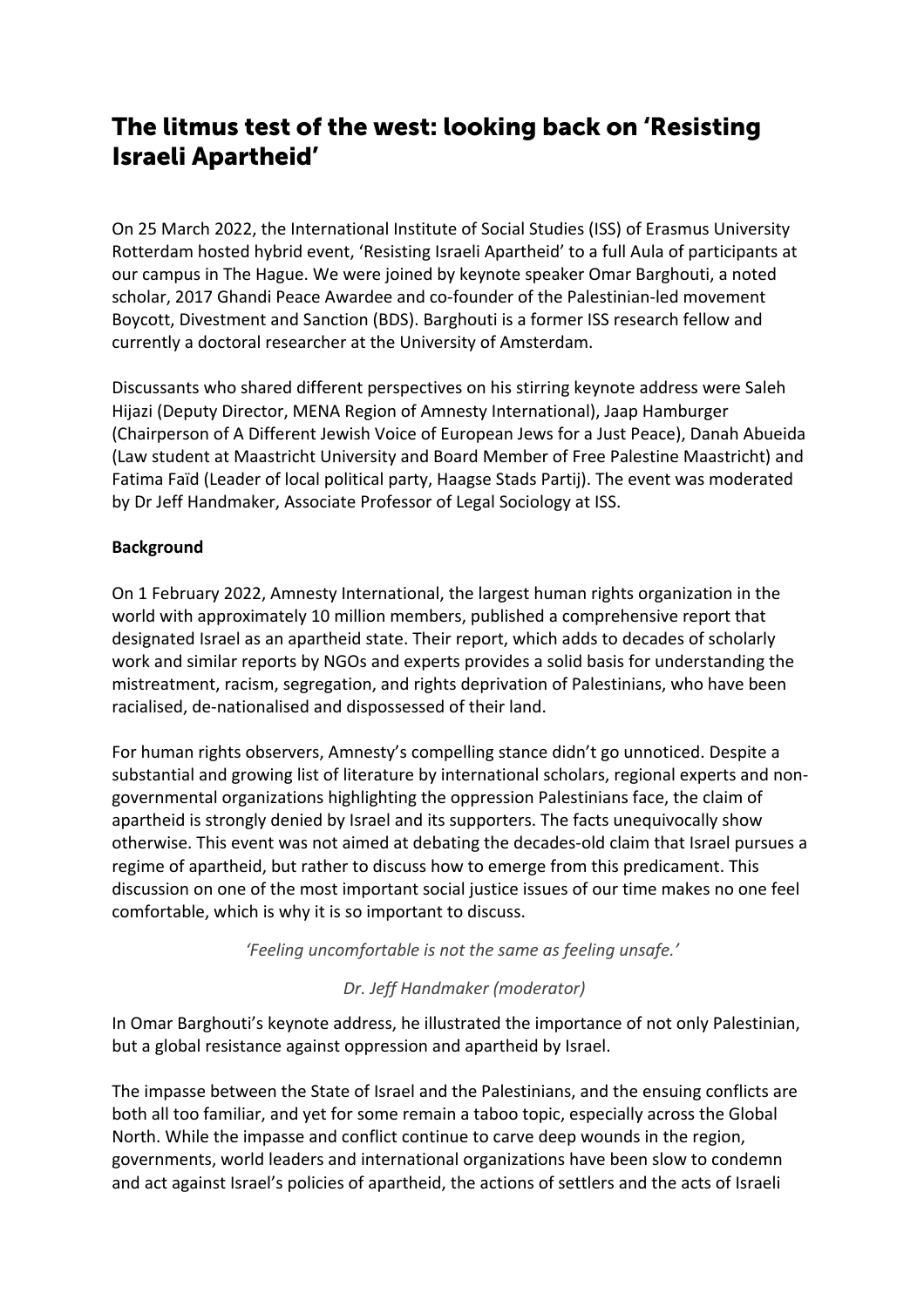# The litmus test of the west: looking back on 'Resisting Israeli Apartheid'

On 25 March 2022, the International Institute of Social Studies (ISS) of Erasmus University Rotterdam hosted hybrid event, 'Resisting Israeli Apartheid' to a full Aula of participants at our campus in The Hague. We were joined by keynote speaker Omar Barghouti, a noted scholar, 2017 Ghandi Peace Awardee and co-founder of the Palestinian-led movement Boycott, Divestment and Sanction (BDS). Barghouti is a former ISS research fellow and currently a doctoral researcher at the University of Amsterdam.

Discussants who shared different perspectives on his stirring keynote address were Saleh Hijazi (Deputy Director, MENA Region of Amnesty International), Jaap Hamburger (Chairperson of A Different Jewish Voice of European Jews for a Just Peace), Danah Abueida (Law student at Maastricht University and Board Member of Free Palestine Maastricht) and Fatima Faïd (Leader of local political party, Haagse Stads Partij). The event was moderated by Dr Jeff Handmaker, Associate Professor of Legal Sociology at ISS.

**Background**

On 1 February 2022, Amnesty International, the largest human rights organization in the world with approximately 10 million members, published a comprehensive report that designated Israel as an apartheid state. Their report, which adds to decades of scholarly work and similar reports by NGOs and experts provides a solid basis for understanding the mistreatment, racism, segregation, and rights deprivation of Palestinians, who have been racialised, de-nationalised and dispossessed of their land.

For human rights observers, Amnesty's compelling stance didn't go unnoticed. Despite a substantial and growing list of literature by international scholars, regional experts and non-governmental organizations highlighting the oppression Palestinians face, the claim of apartheid is strongly denied by Israel and its supporters. The facts unequivocally show otherwise. This event was not aimed at debating the decades-old claim that Israel pursues a regime of apartheid, but rather to discuss how to emerge from this predicament. This discussion on one of the most important social justice issues of our time makes no one feel comfortable, which is why it is so important to discuss.

*'Feeling uncomfortable is not the same as feeling unsafe.'*

*Dr. Jeff Handmaker (moderator)*

In Omar Barghouti's keynote address, he illustrated the importance of not only Palestinian, but a global resistance against oppression and apartheid by Israel.

The impasse between the State of Israel and the Palestinians, and the ensuing conflicts are both all too familiar, and yet for some remain a taboo topic, especially across the Global North. While the impasse and conflict continue to carve deep wounds in the region, governments, world leaders and international organizations have been slow to condemn and act against Israel's policies of apartheid, the actions of settlers and the acts of Israeli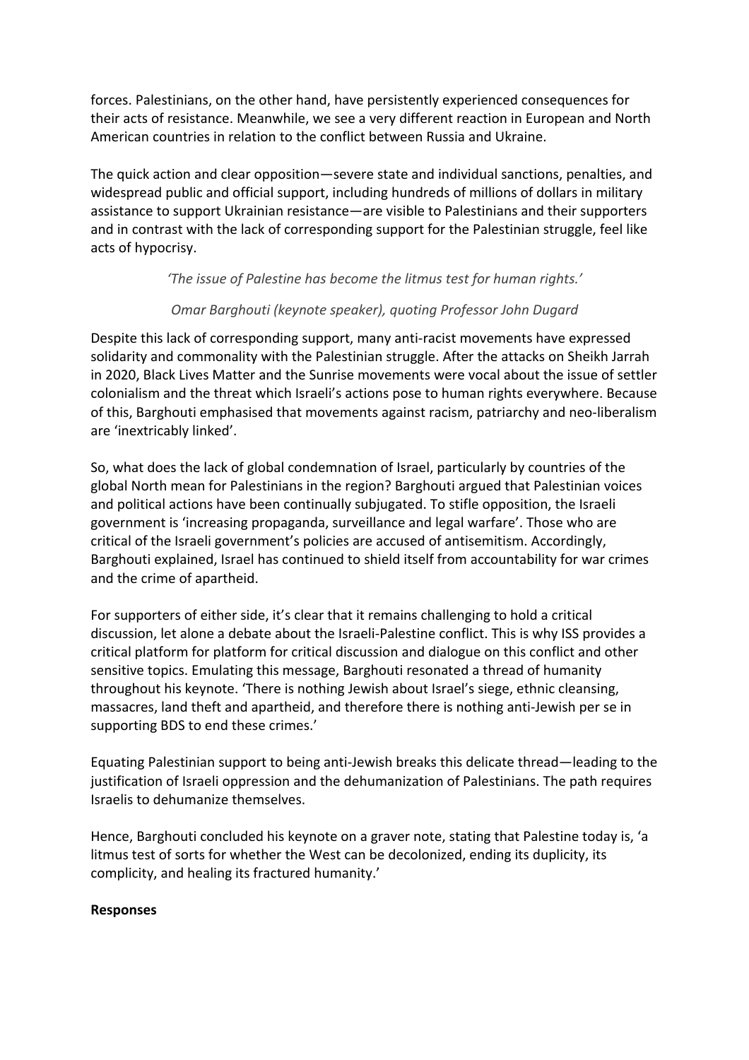forces. Palestinians, on the other hand, have persistently experienced consequences for their acts of resistance. Meanwhile, we see a very different reaction in European and North American countries in relation to the conflict between Russia and Ukraine.

The quick action and clear opposition—severe state and individual sanctions, penalties, and widespread public and official support, including hundreds of millions of dollars in military assistance to support Ukrainian resistance—are visible to Palestinians and their supporters and in contrast with the lack of corresponding support for the Palestinian struggle, feel like acts of hypocrisy.

*'The issue of Palestine has become the litmus test for human rights.'*

*Omar Barghouti (keynote speaker), quoting Professor John Dugard*

Despite this lack of corresponding support, many anti-racist movements have expressed solidarity and commonality with the Palestinian struggle. After the attacks on Sheikh Jarrah in 2020, Black Lives Matter and the Sunrise movements were vocal about the issue of settler colonialism and the threat which Israeli's actions pose to human rights everywhere. Because of this, Barghouti emphasised that movements against racism, patriarchy and neo-liberalism are 'inextricably linked'.

So, what does the lack of global condemnation of Israel, particularly by countries of the global North mean for Palestinians in the region? Barghouti argued that Palestinian voices and political actions have been continually subjugated. To stifle opposition, the Israeli government is 'increasing propaganda, surveillance and legal warfare'. Those who are critical of the Israeli government's policies are accused of antisemitism. Accordingly, Barghouti explained, Israel has continued to shield itself from accountability for war crimes and the crime of apartheid.

For supporters of either side, it's clear that it remains challenging to hold a critical discussion, let alone a debate about the Israeli-Palestine conflict. This is why ISS provides a critical platform for platform for critical discussion and dialogue on this conflict and other sensitive topics. Emulating this message, Barghouti resonated a thread of humanity throughout his keynote. 'There is nothing Jewish about Israel's siege, ethnic cleansing, massacres, land theft and apartheid, and therefore there is nothing anti-Jewish per se in supporting BDS to end these crimes.'

Equating Palestinian support to being anti-Jewish breaks this delicate thread—leading to the justification of Israeli oppression and the dehumanization of Palestinians. The path requires Israelis to dehumanize themselves.

Hence, Barghouti concluded his keynote on a graver note, stating that Palestine today is, 'a litmus test of sorts for whether the West can be decolonized, ending its duplicity, its complicity, and healing its fractured humanity.'

**Responses**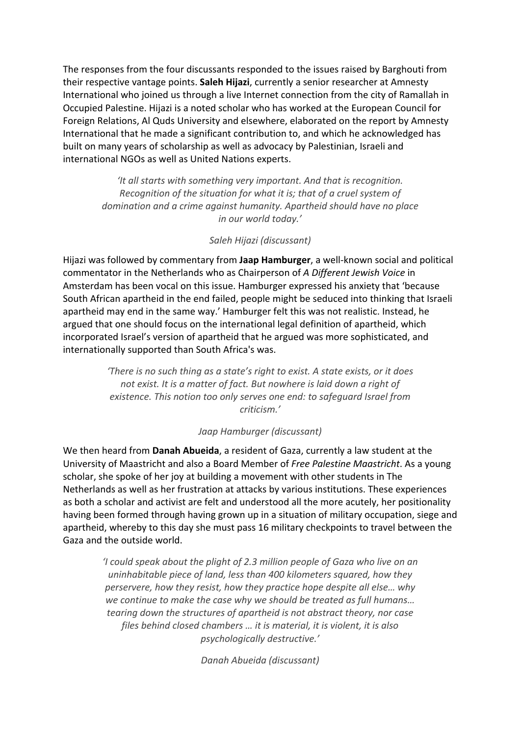The responses from the four discussants responded to the issues raised by Barghouti from their respective vantage points. **Saleh Hijazi**, currently a senior researcher at Amnesty International who joined us through a live Internet connection from the city of Ramallah in Occupied Palestine. Hijazi is a noted scholar who has worked at the European Council for Foreign Relations, Al Quds University and elsewhere, elaborated on the report by Amnesty International that he made a significant contribution to, and which he acknowledged has built on many years of scholarship as well as advocacy by Palestinian, Israeli and international NGOs as well as United Nations experts.

> *'It all starts with something very important. And that is recognition. Recognition of the situation for what it is; that of a cruel system of domination and a crime against humanity. Apartheid should have no place in our world today.'*
>
> *Saleh Hijazi (discussant)*

Hijazi was followed by commentary from **Jaap Hamburger**, a well-known social and political commentator in the Netherlands who as Chairperson of *A Different Jewish Voice* in Amsterdam has been vocal on this issue. Hamburger expressed his anxiety that 'because South African apartheid in the end failed, people might be seduced into thinking that Israeli apartheid may end in the same way.' Hamburger felt this was not realistic. Instead, he argued that one should focus on the international legal definition of apartheid, which incorporated Israel's version of apartheid that he argued was more sophisticated, and internationally supported than South Africa's was.

> *'There is no such thing as a state's right to exist. A state exists, or it does not exist. It is a matter of fact. But nowhere is laid down a right of existence. This notion too only serves one end: to safeguard Israel from criticism.'*
>
> *Jaap Hamburger (discussant)*

We then heard from **Danah Abueida**, a resident of Gaza, currently a law student at the University of Maastricht and also a Board Member of *Free Palestine Maastricht*. As a young scholar, she spoke of her joy at building a movement with other students in The Netherlands as well as her frustration at attacks by various institutions. These experiences as both a scholar and activist are felt and understood all the more acutely, her positionality having been formed through having grown up in a situation of military occupation, siege and apartheid, whereby to this day she must pass 16 military checkpoints to travel between the Gaza and the outside world.

> *'I could speak about the plight of 2.3 million people of Gaza who live on an uninhabitable piece of land, less than 400 kilometers squared, how they perservere, how they resist, how they practice hope despite all else… why we continue to make the case why we should be treated as full humans… tearing down the structures of apartheid is not abstract theory, nor case files behind closed chambers … it is material, it is violent, it is also psychologically destructive.'*
>
> *Danah Abueida (discussant)*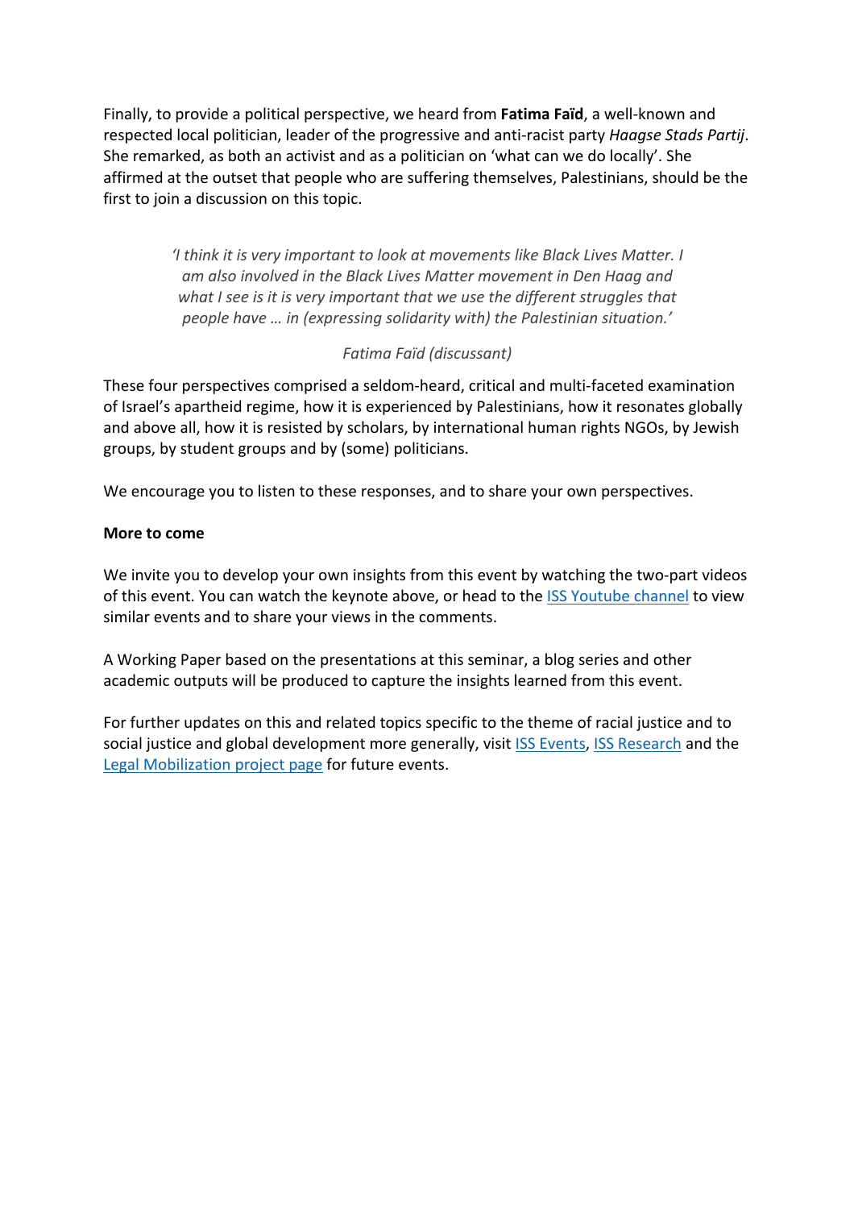Finally, to provide a political perspective, we heard from **Fatima Faïd**, a well-known and respected local politician, leader of the progressive and anti-racist party *Haagse Stads Partij*. She remarked, as both an activist and as a politician on 'what can we do locally'. She affirmed at the outset that people who are suffering themselves, Palestinians, should be the first to join a discussion on this topic.

> *'I think it is very important to look at movements like Black Lives Matter. I am also involved in the Black Lives Matter movement in Den Haag and what I see is it is very important that we use the different struggles that people have … in (expressing solidarity with) the Palestinian situation.'*
>
> *Fatima Faïd (discussant)*

These four perspectives comprised a seldom-heard, critical and multi-faceted examination of Israel's apartheid regime, how it is experienced by Palestinians, how it resonates globally and above all, how it is resisted by scholars, by international human rights NGOs, by Jewish groups, by student groups and by (some) politicians.

We encourage you to listen to these responses, and to share your own perspectives.

**More to come**

We invite you to develop your own insights from this event by watching the two-part videos of this event. You can watch the keynote above, or head to the ISS Youtube channel to view similar events and to share your views in the comments.

A Working Paper based on the presentations at this seminar, a blog series and other academic outputs will be produced to capture the insights learned from this event.

For further updates on this and related topics specific to the theme of racial justice and to social justice and global development more generally, visit ISS Events, ISS Research and the Legal Mobilization project page for future events.